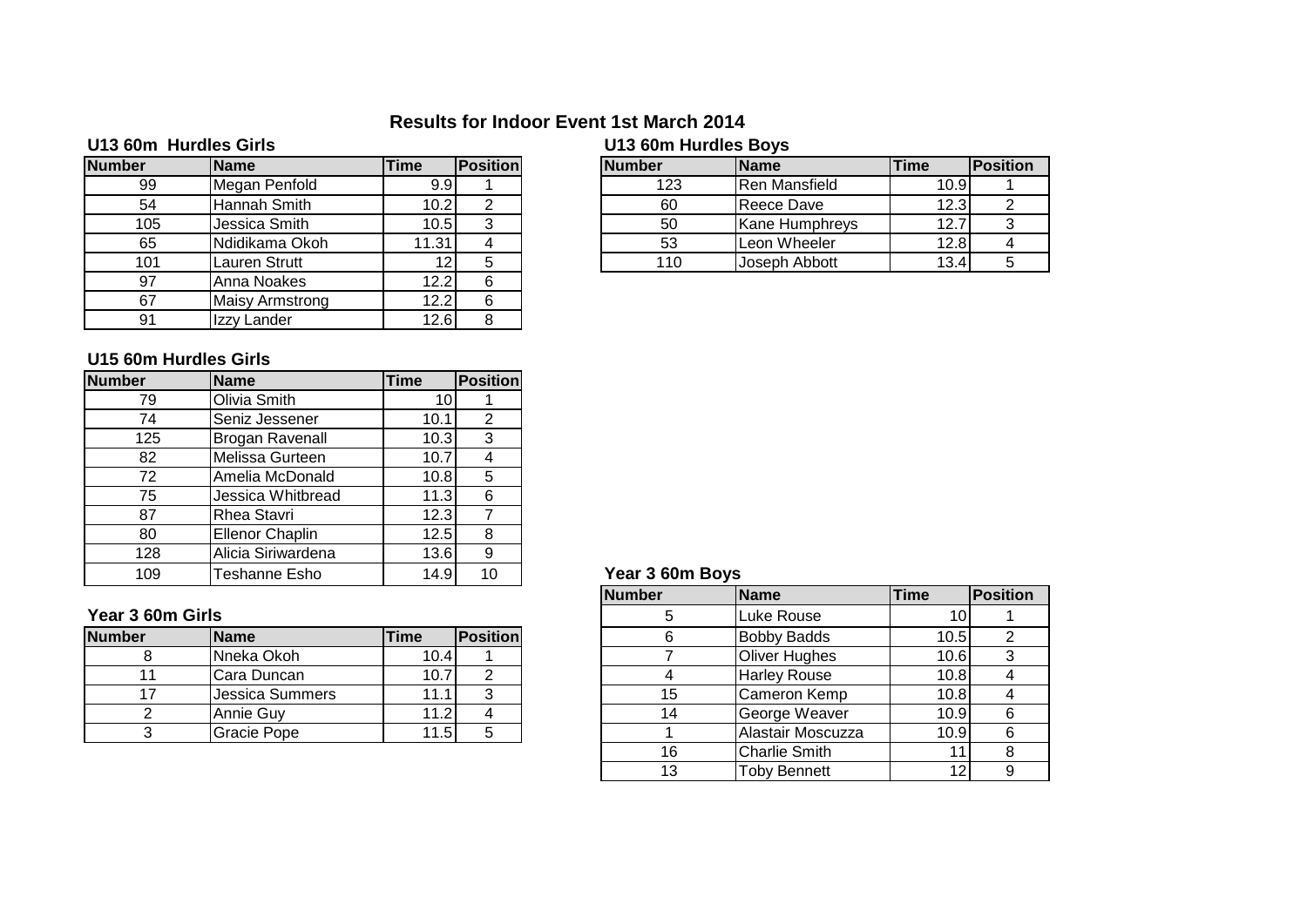# Results for Indoor Event 1st March 2014

### U13 60m Hurdles Girls

| Number | Name | Time | Position |
|---|---|---|---|
| 99 | Megan Penfold | 9.9 | 1 |
| 54 | Hannah Smith | 10.2 | 2 |
| 105 | Jessica Smith | 10.5 | 3 |
| 65 | Ndidikama Okoh | 11.31 | 4 |
| 101 | Lauren Strutt | 12 | 5 |
| 97 | Anna Noakes | 12.2 | 6 |
| 67 | Maisy Armstrong | 12.2 | 6 |
| 91 | Izzy Lander | 12.6 | 8 |

### U13 60m Hurdles Boys

| Number | Name | Time | Position |
|---|---|---|---|
| 123 | Ren Mansfield | 10.9 | 1 |
| 60 | Reece Dave | 12.3 | 2 |
| 50 | Kane Humphreys | 12.7 | 3 |
| 53 | Leon Wheeler | 12.8 | 4 |
| 110 | Joseph Abbott | 13.4 | 5 |

### U15 60m Hurdles Girls

| Number | Name | Time | Position |
|---|---|---|---|
| 79 | Olivia Smith | 10 | 1 |
| 74 | Seniz Jessener | 10.1 | 2 |
| 125 | Brogan Ravenall | 10.3 | 3 |
| 82 | Melissa Gurteen | 10.7 | 4 |
| 72 | Amelia McDonald | 10.8 | 5 |
| 75 | Jessica Whitbread | 11.3 | 6 |
| 87 | Rhea Stavri | 12.3 | 7 |
| 80 | Ellenor Chaplin | 12.5 | 8 |
| 128 | Alicia Siriwardena | 13.6 | 9 |
| 109 | Teshanne Esho | 14.9 | 10 |

### Year 3 60m Girls

| Number | Name | Time | Position |
|---|---|---|---|
| 8 | Nneka Okoh | 10.4 | 1 |
| 11 | Cara Duncan | 10.7 | 2 |
| 17 | Jessica Summers | 11.1 | 3 |
| 2 | Annie Guy | 11.2 | 4 |
| 3 | Gracie Pope | 11.5 | 5 |

### Year 3 60m Boys

| Number | Name | Time | Position |
|---|---|---|---|
| 5 | Luke Rouse | 10 | 1 |
| 6 | Bobby Badds | 10.5 | 2 |
| 7 | Oliver Hughes | 10.6 | 3 |
| 4 | Harley Rouse | 10.8 | 4 |
| 15 | Cameron Kemp | 10.8 | 4 |
| 14 | George Weaver | 10.9 | 6 |
| 1 | Alastair Moscuzza | 10.9 | 6 |
| 16 | Charlie Smith | 11 | 8 |
| 13 | Toby Bennett | 12 | 9 |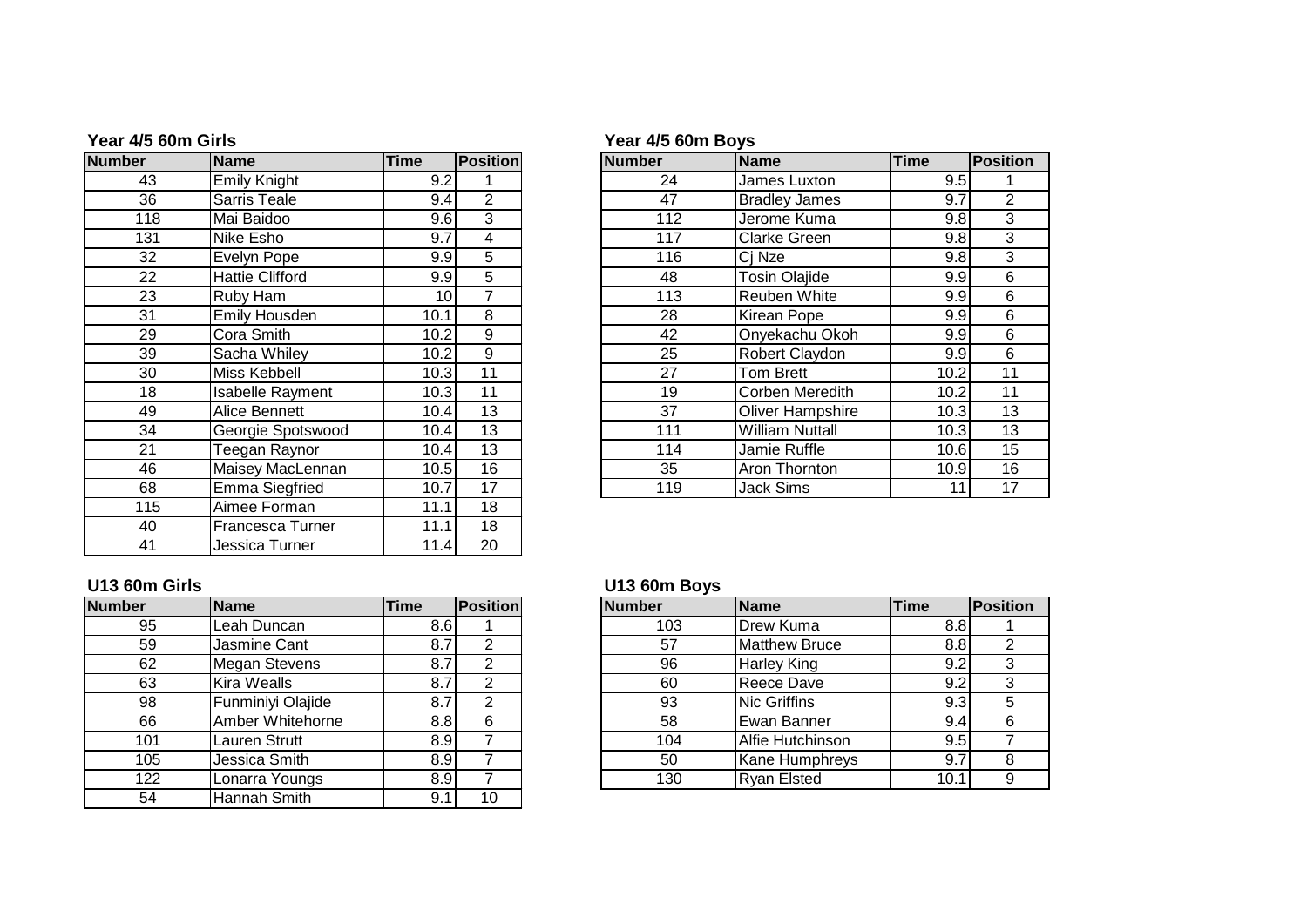### Year 4/5 60m Girls

| Number | Name | Time | Position |
|---|---|---|---|
| 43 | Emily Knight | 9.2 | 1 |
| 36 | Sarris Teale | 9.4 | 2 |
| 118 | Mai Baidoo | 9.6 | 3 |
| 131 | Nike Esho | 9.7 | 4 |
| 32 | Evelyn Pope | 9.9 | 5 |
| 22 | Hattie Clifford | 9.9 | 5 |
| 23 | Ruby Ham | 10 | 7 |
| 31 | Emily Housden | 10.1 | 8 |
| 29 | Cora Smith | 10.2 | 9 |
| 39 | Sacha Whiley | 10.2 | 9 |
| 30 | Miss Kebbell | 10.3 | 11 |
| 18 | Isabelle Rayment | 10.3 | 11 |
| 49 | Alice Bennett | 10.4 | 13 |
| 34 | Georgie Spotswood | 10.4 | 13 |
| 21 | Teegan Raynor | 10.4 | 13 |
| 46 | Maisey MacLennan | 10.5 | 16 |
| 68 | Emma Siegfried | 10.7 | 17 |
| 115 | Aimee Forman | 11.1 | 18 |
| 40 | Francesca Turner | 11.1 | 18 |
| 41 | Jessica Turner | 11.4 | 20 |

### Year 4/5 60m Boys

| Number | Name | Time | Position |
|---|---|---|---|
| 24 | James Luxton | 9.5 | 1 |
| 47 | Bradley James | 9.7 | 2 |
| 112 | Jerome Kuma | 9.8 | 3 |
| 117 | Clarke Green | 9.8 | 3 |
| 116 | Cj Nze | 9.8 | 3 |
| 48 | Tosin Olajide | 9.9 | 6 |
| 113 | Reuben White | 9.9 | 6 |
| 28 | Kirean Pope | 9.9 | 6 |
| 42 | Onyekachu Okoh | 9.9 | 6 |
| 25 | Robert Claydon | 9.9 | 6 |
| 27 | Tom Brett | 10.2 | 11 |
| 19 | Corben Meredith | 10.2 | 11 |
| 37 | Oliver Hampshire | 10.3 | 13 |
| 111 | William Nuttall | 10.3 | 13 |
| 114 | Jamie Ruffle | 10.6 | 15 |
| 35 | Aron Thornton | 10.9 | 16 |
| 119 | Jack Sims | 11 | 17 |

### U13 60m Girls

| Number | Name | Time | Position |
|---|---|---|---|
| 95 | Leah Duncan | 8.6 | 1 |
| 59 | Jasmine Cant | 8.7 | 2 |
| 62 | Megan Stevens | 8.7 | 2 |
| 63 | Kira Wealls | 8.7 | 2 |
| 98 | Funminiyi Olajide | 8.7 | 2 |
| 66 | Amber Whitehorne | 8.8 | 6 |
| 101 | Lauren Strutt | 8.9 | 7 |
| 105 | Jessica Smith | 8.9 | 7 |
| 122 | Lonarra Youngs | 8.9 | 7 |
| 54 | Hannah Smith | 9.1 | 10 |

### U13 60m Boys

| Number | Name | Time | Position |
|---|---|---|---|
| 103 | Drew Kuma | 8.8 | 1 |
| 57 | Matthew Bruce | 8.8 | 2 |
| 96 | Harley King | 9.2 | 3 |
| 60 | Reece Dave | 9.2 | 3 |
| 93 | Nic Griffins | 9.3 | 5 |
| 58 | Ewan Banner | 9.4 | 6 |
| 104 | Alfie Hutchinson | 9.5 | 7 |
| 50 | Kane Humphreys | 9.7 | 8 |
| 130 | Ryan Elsted | 10.1 | 9 |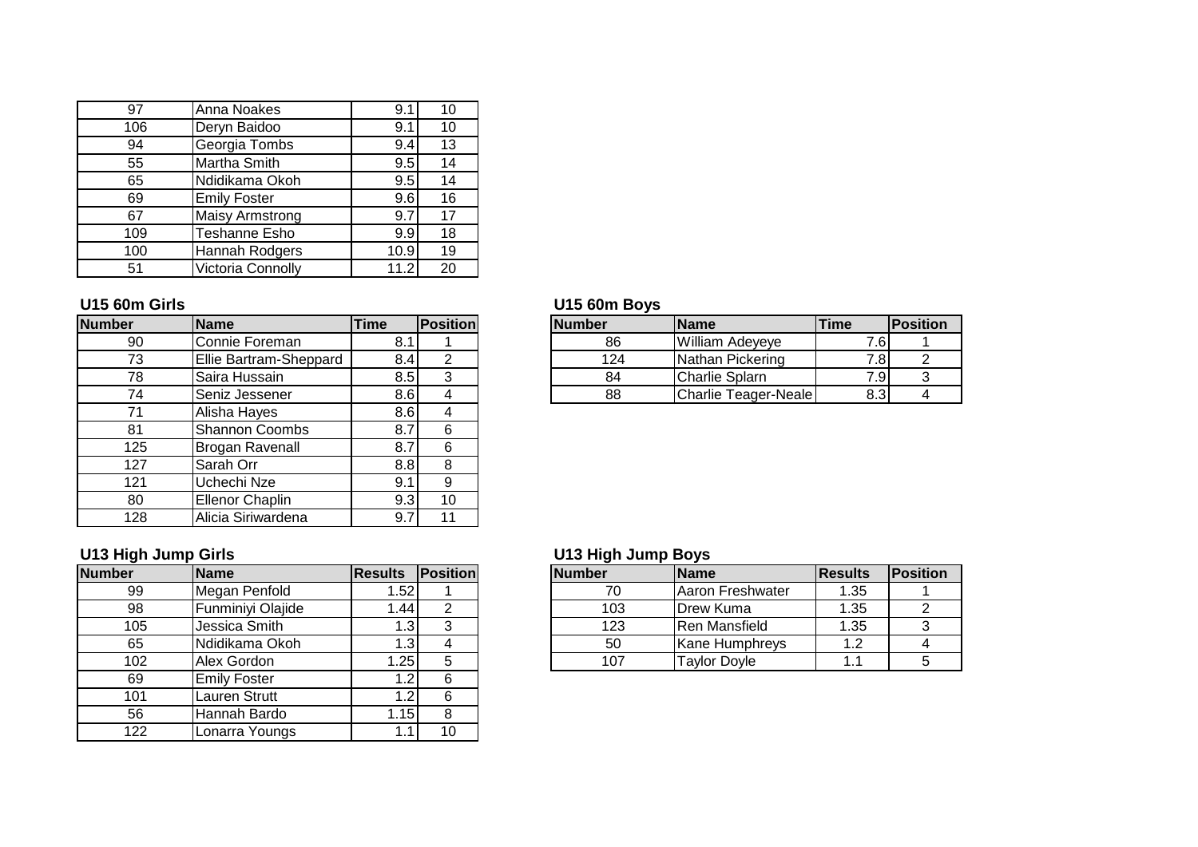| 97 | Anna Noakes | 9.1 | 10 |
|---|---|---|---|
| 106 | Deryn Baidoo | 9.1 | 10 |
| 94 | Georgia Tombs | 9.4 | 13 |
| 55 | Martha Smith | 9.5 | 14 |
| 65 | Ndidikama Okoh | 9.5 | 14 |
| 69 | Emily Foster | 9.6 | 16 |
| 67 | Maisy Armstrong | 9.7 | 17 |
| 109 | Teshanne Esho | 9.9 | 18 |
| 100 | Hannah Rodgers | 10.9 | 19 |
| 51 | Victoria Connolly | 11.2 | 20 |

### U15 60m Girls

| Number | Name | Time | Position |
|---|---|---|---|
| 90 | Connie Foreman | 8.1 | 1 |
| 73 | Ellie Bartram-Sheppard | 8.4 | 2 |
| 78 | Saira Hussain | 8.5 | 3 |
| 74 | Seniz Jessener | 8.6 | 4 |
| 71 | Alisha Hayes | 8.6 | 4 |
| 81 | Shannon Coombs | 8.7 | 6 |
| 125 | Brogan Ravenall | 8.7 | 6 |
| 127 | Sarah Orr | 8.8 | 8 |
| 121 | Uchechi Nze | 9.1 | 9 |
| 80 | Ellenor Chaplin | 9.3 | 10 |
| 128 | Alicia Siriwardena | 9.7 | 11 |

### U15 60m Boys

| Number | Name | Time | Position |
|---|---|---|---|
| 86 | William Adeyeye | 7.6 | 1 |
| 124 | Nathan Pickering | 7.8 | 2 |
| 84 | Charlie Splarn | 7.9 | 3 |
| 88 | Charlie Teager-Neale | 8.3 | 4 |

### U13 High Jump Girls

| Number | Name | Results | Position |
|---|---|---|---|
| 99 | Megan Penfold | 1.52 | 1 |
| 98 | Funminiyi Olajide | 1.44 | 2 |
| 105 | Jessica Smith | 1.3 | 3 |
| 65 | Ndidikama Okoh | 1.3 | 4 |
| 102 | Alex Gordon | 1.25 | 5 |
| 69 | Emily Foster | 1.2 | 6 |
| 101 | Lauren Strutt | 1.2 | 6 |
| 56 | Hannah Bardo | 1.15 | 8 |
| 122 | Lonarra Youngs | 1.1 | 10 |

### U13 High Jump Boys

| Number | Name | Results | Position |
|---|---|---|---|
| 70 | Aaron Freshwater | 1.35 | 1 |
| 103 | Drew Kuma | 1.35 | 2 |
| 123 | Ren Mansfield | 1.35 | 3 |
| 50 | Kane Humphreys | 1.2 | 4 |
| 107 | Taylor Doyle | 1.1 | 5 |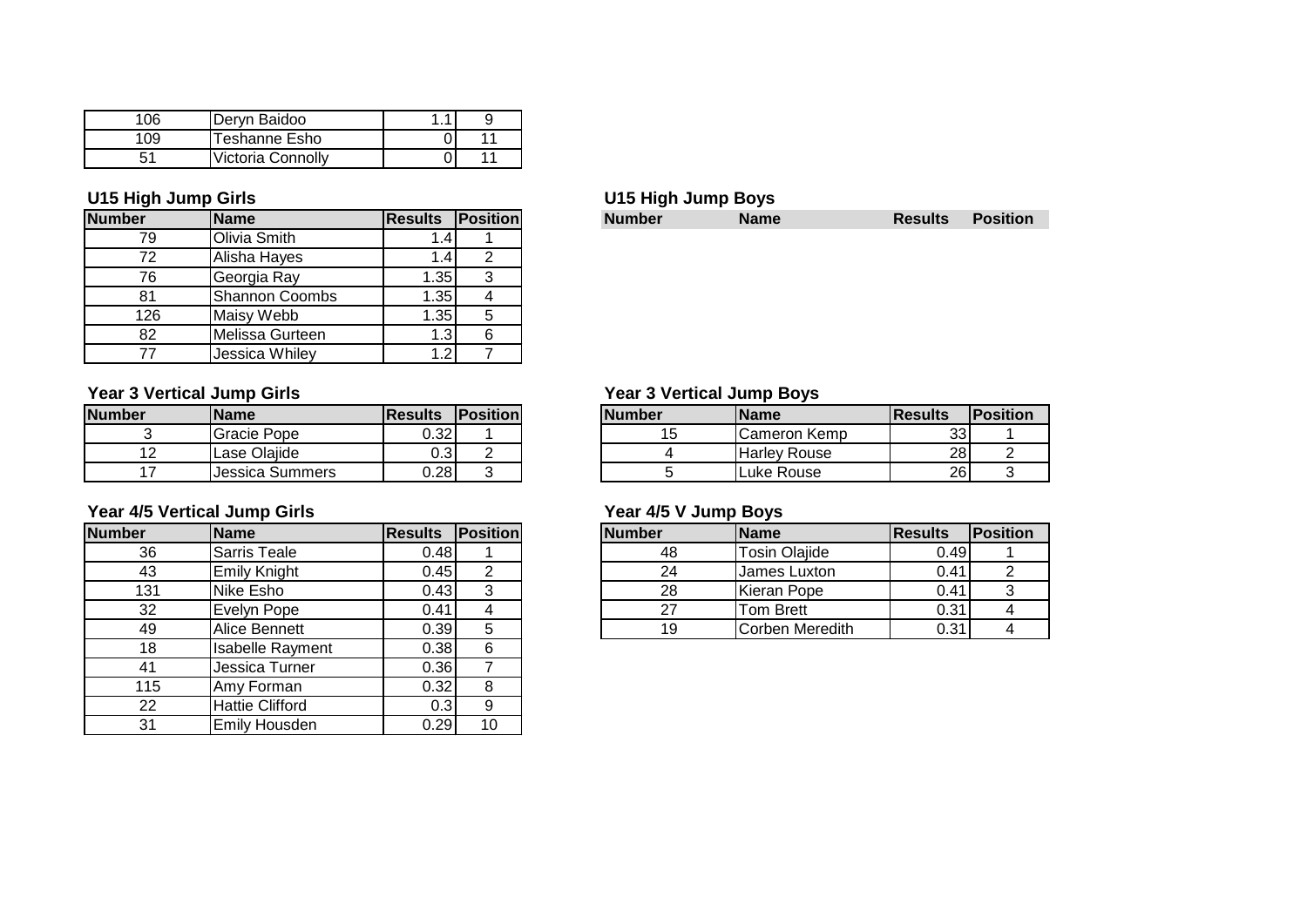| Number | Name | Results | Position |
|---|---|---|---|
| 106 | Deryn Baidoo | 1.1 | 9 |
| 109 | Teshanne Esho | 0 | 11 |
| 51 | Victoria Connolly | 0 | 11 |

### U15 High Jump Girls

| Number | Name | Results | Position |
|---|---|---|---|
| 79 | Olivia Smith | 1.4 | 1 |
| 72 | Alisha Hayes | 1.4 | 2 |
| 76 | Georgia Ray | 1.35 | 3 |
| 81 | Shannon Coombs | 1.35 | 4 |
| 126 | Maisy Webb | 1.35 | 5 |
| 82 | Melissa Gurteen | 1.3 | 6 |
| 77 | Jessica Whiley | 1.2 | 7 |

### U15 High Jump Boys

| Number | Name | Results | Position |
|---|---|---|---|

### Year 3 Vertical Jump Girls

| Number | Name | Results | Position |
|---|---|---|---|
| 3 | Gracie Pope | 0.32 | 1 |
| 12 | Lase Olajide | 0.3 | 2 |
| 17 | Jessica Summers | 0.28 | 3 |

### Year 3 Vertical Jump Boys

| Number | Name | Results | Position |
|---|---|---|---|
| 15 | Cameron Kemp | 33 | 1 |
| 4 | Harley Rouse | 28 | 2 |
| 5 | Luke Rouse | 26 | 3 |

### Year 4/5 Vertical Jump Girls

| Number | Name | Results | Position |
|---|---|---|---|
| 36 | Sarris Teale | 0.48 | 1 |
| 43 | Emily Knight | 0.45 | 2 |
| 131 | Nike Esho | 0.43 | 3 |
| 32 | Evelyn Pope | 0.41 | 4 |
| 49 | Alice Bennett | 0.39 | 5 |
| 18 | Isabelle Rayment | 0.38 | 6 |
| 41 | Jessica Turner | 0.36 | 7 |
| 115 | Amy Forman | 0.32 | 8 |
| 22 | Hattie Clifford | 0.3 | 9 |
| 31 | Emily Housden | 0.29 | 10 |

### Year 4/5 V Jump Boys

| Number | Name | Results | Position |
|---|---|---|---|
| 48 | Tosin Olajide | 0.49 | 1 |
| 24 | James Luxton | 0.41 | 2 |
| 28 | Kieran Pope | 0.41 | 3 |
| 27 | Tom Brett | 0.31 | 4 |
| 19 | Corben Meredith | 0.31 | 4 |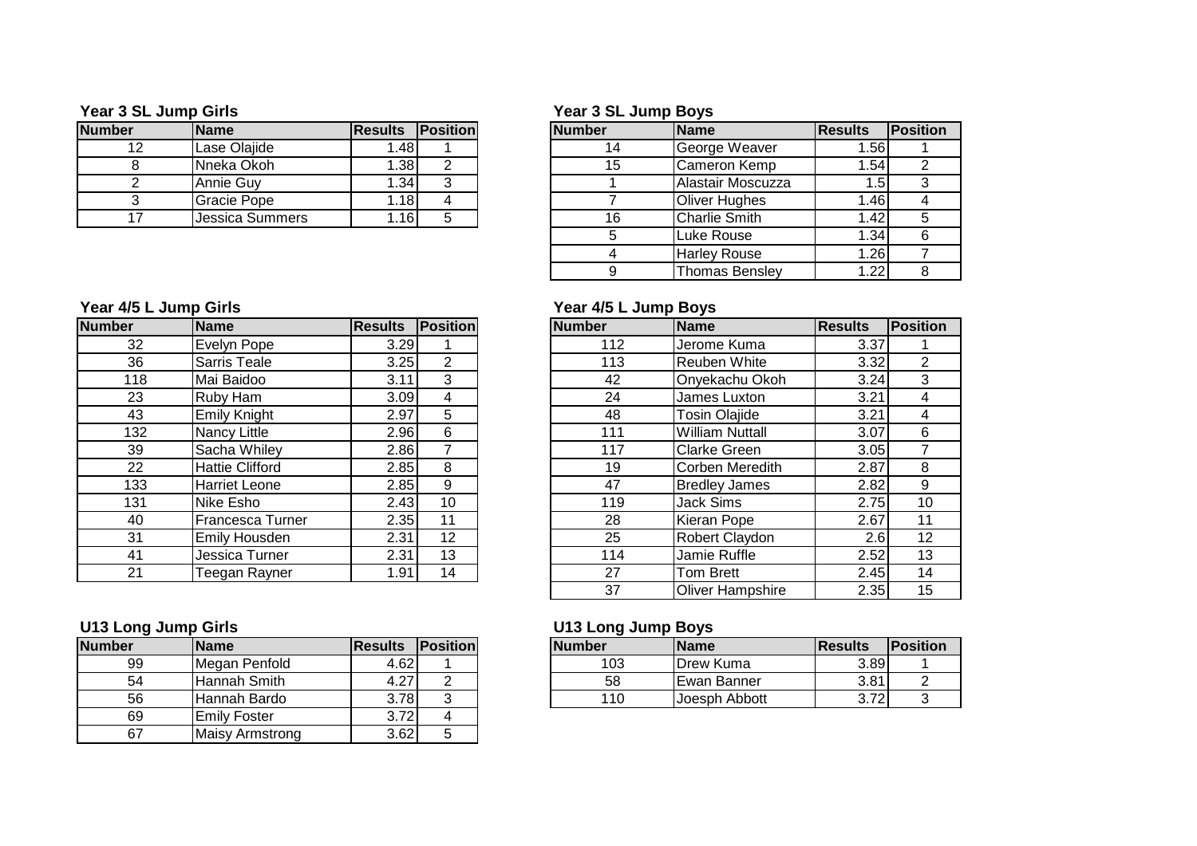### Year 3 SL Jump Girls

| Number | Name | Results | Position |
|---|---|---|---|
| 12 | Lase Olajide | 1.48 | 1 |
| 8 | Nneka Okoh | 1.38 | 2 |
| 2 | Annie Guy | 1.34 | 3 |
| 3 | Gracie Pope | 1.18 | 4 |
| 17 | Jessica Summers | 1.16 | 5 |

### Year 3 SL Jump Boys

| Number | Name | Results | Position |
|---|---|---|---|
| 14 | George Weaver | 1.56 | 1 |
| 15 | Cameron Kemp | 1.54 | 2 |
| 1 | Alastair Moscuzza | 1.5 | 3 |
| 7 | Oliver Hughes | 1.46 | 4 |
| 16 | Charlie Smith | 1.42 | 5 |
| 5 | Luke Rouse | 1.34 | 6 |
| 4 | Harley Rouse | 1.26 | 7 |
| 9 | Thomas Bensley | 1.22 | 8 |

### Year 4/5 L Jump Girls

| Number | Name | Results | Position |
|---|---|---|---|
| 32 | Evelyn Pope | 3.29 | 1 |
| 36 | Sarris Teale | 3.25 | 2 |
| 118 | Mai Baidoo | 3.11 | 3 |
| 23 | Ruby Ham | 3.09 | 4 |
| 43 | Emily Knight | 2.97 | 5 |
| 132 | Nancy Little | 2.96 | 6 |
| 39 | Sacha Whiley | 2.86 | 7 |
| 22 | Hattie Clifford | 2.85 | 8 |
| 133 | Harriet Leone | 2.85 | 9 |
| 131 | Nike Esho | 2.43 | 10 |
| 40 | Francesca Turner | 2.35 | 11 |
| 31 | Emily Housden | 2.31 | 12 |
| 41 | Jessica Turner | 2.31 | 13 |
| 21 | Teegan Rayner | 1.91 | 14 |

### Year 4/5 L Jump Boys

| Number | Name | Results | Position |
|---|---|---|---|
| 112 | Jerome Kuma | 3.37 | 1 |
| 113 | Reuben White | 3.32 | 2 |
| 42 | Onyekachu Okoh | 3.24 | 3 |
| 24 | James Luxton | 3.21 | 4 |
| 48 | Tosin Olajide | 3.21 | 4 |
| 111 | William Nuttall | 3.07 | 6 |
| 117 | Clarke Green | 3.05 | 7 |
| 19 | Corben Meredith | 2.87 | 8 |
| 47 | Bredley James | 2.82 | 9 |
| 119 | Jack Sims | 2.75 | 10 |
| 28 | Kieran Pope | 2.67 | 11 |
| 25 | Robert Claydon | 2.6 | 12 |
| 114 | Jamie Ruffle | 2.52 | 13 |
| 27 | Tom Brett | 2.45 | 14 |
| 37 | Oliver Hampshire | 2.35 | 15 |

### U13 Long Jump Girls

| Number | Name | Results | Position |
|---|---|---|---|
| 99 | Megan Penfold | 4.62 | 1 |
| 54 | Hannah Smith | 4.27 | 2 |
| 56 | Hannah Bardo | 3.78 | 3 |
| 69 | Emily Foster | 3.72 | 4 |
| 67 | Maisy Armstrong | 3.62 | 5 |

### U13 Long Jump Boys

| Number | Name | Results | Position |
|---|---|---|---|
| 103 | Drew Kuma | 3.89 | 1 |
| 58 | Ewan Banner | 3.81 | 2 |
| 110 | Joesph Abbott | 3.72 | 3 |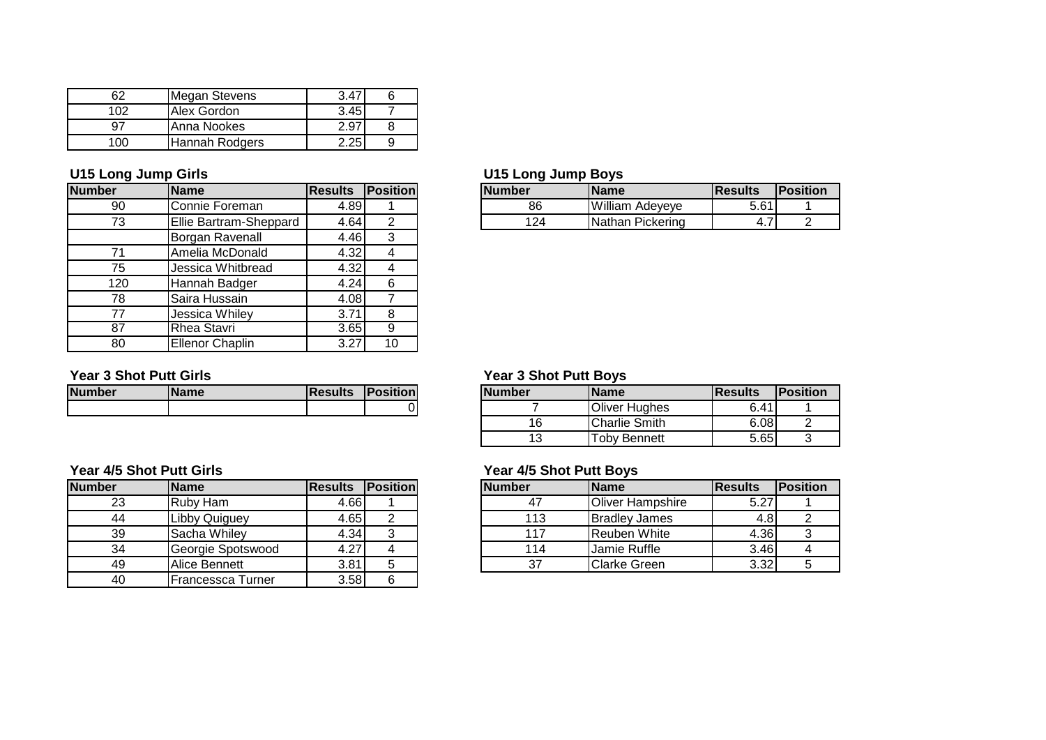| Number | Name | Results | Position |
| --- | --- | --- | --- |
| 62 | Megan Stevens | 3.47 | 6 |
| 102 | Alex Gordon | 3.45 | 7 |
| 97 | Anna Nookes | 2.97 | 8 |
| 100 | Hannah Rodgers | 2.25 | 9 |

### U15 Long Jump Girls

| Number | Name | Results | Position |
| --- | --- | --- | --- |
| 90 | Connie Foreman | 4.89 | 1 |
| 73 | Ellie Bartram-Sheppard | 4.64 | 2 |
| | Borgan Ravenall | 4.46 | 3 |
| 71 | Amelia McDonald | 4.32 | 4 |
| 75 | Jessica Whitbread | 4.32 | 4 |
| 120 | Hannah Badger | 4.24 | 6 |
| 78 | Saira Hussain | 4.08 | 7 |
| 77 | Jessica Whiley | 3.71 | 8 |
| 87 | Rhea Stavri | 3.65 | 9 |
| 80 | Ellenor Chaplin | 3.27 | 10 |

### U15 Long Jump Boys

| Number | Name | Results | Position |
| --- | --- | --- | --- |
| 86 | William Adeyeye | 5.61 | 1 |
| 124 | Nathan Pickering | 4.7 | 2 |

### Year 3 Shot Putt Girls

| Number | Name | Results | Position |
| --- | --- | --- | --- |
| | | | 0 |

### Year 3 Shot Putt Boys

| Number | Name | Results | Position |
| --- | --- | --- | --- |
| 7 | Oliver Hughes | 6.41 | 1 |
| 16 | Charlie Smith | 6.08 | 2 |
| 13 | Toby Bennett | 5.65 | 3 |

### Year 4/5 Shot Putt Girls

| Number | Name | Results | Position |
| --- | --- | --- | --- |
| 23 | Ruby Ham | 4.66 | 1 |
| 44 | Libby Quiguey | 4.65 | 2 |
| 39 | Sacha Whiley | 4.34 | 3 |
| 34 | Georgie Spotswood | 4.27 | 4 |
| 49 | Alice Bennett | 3.81 | 5 |
| 40 | Francessca Turner | 3.58 | 6 |

### Year 4/5 Shot Putt Boys

| Number | Name | Results | Position |
| --- | --- | --- | --- |
| 47 | Oliver Hampshire | 5.27 | 1 |
| 113 | Bradley James | 4.8 | 2 |
| 117 | Reuben White | 4.36 | 3 |
| 114 | Jamie Ruffle | 3.46 | 4 |
| 37 | Clarke Green | 3.32 | 5 |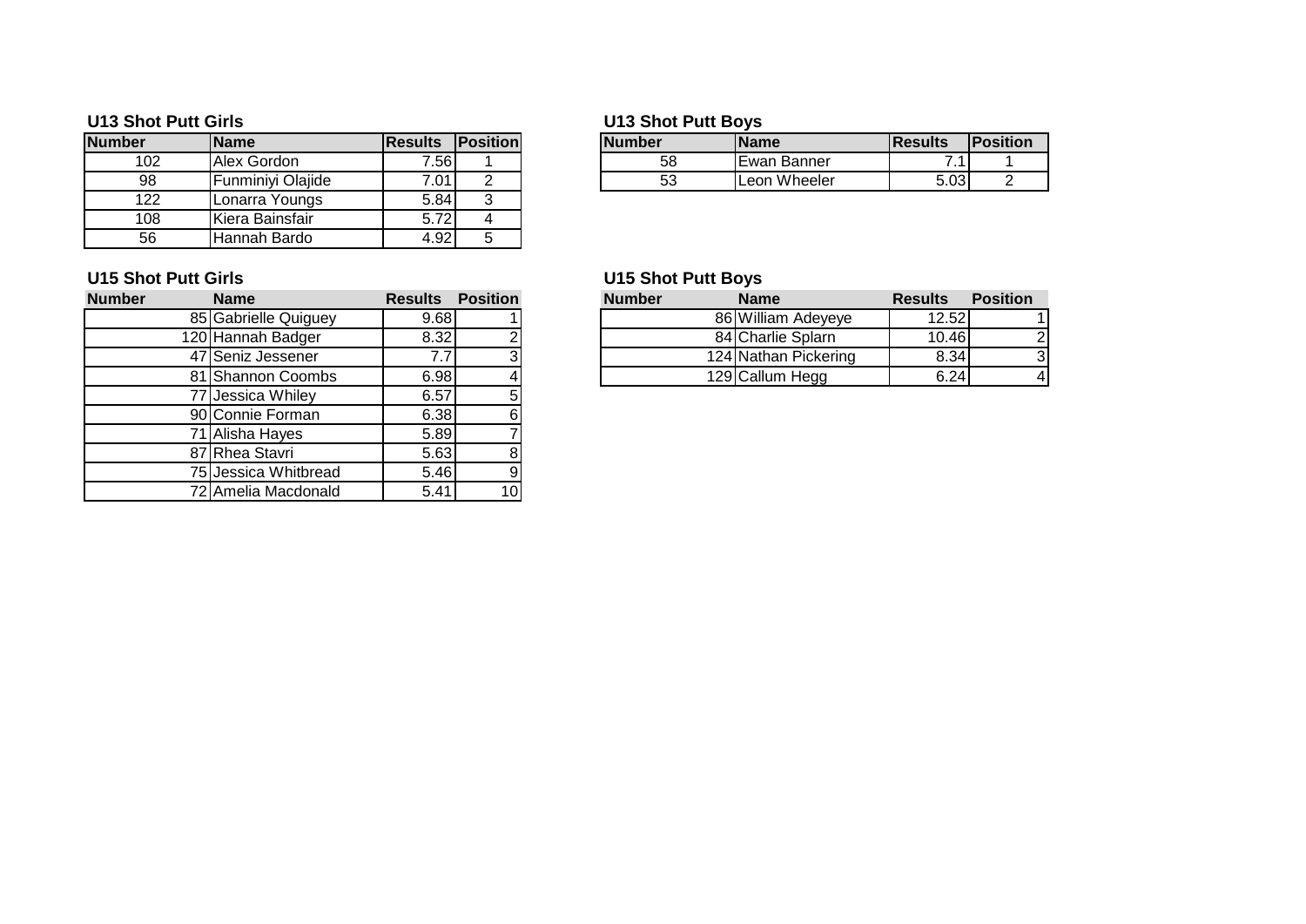### U13 Shot Putt Girls

| Number | Name | Results | Position |
|---|---|---|---|
| 102 | Alex Gordon | 7.56 | 1 |
| 98 | Funminiyi Olajide | 7.01 | 2 |
| 122 | Lonarra Youngs | 5.84 | 3 |
| 108 | Kiera Bainsfair | 5.72 | 4 |
| 56 | Hannah Bardo | 4.92 | 5 |

### U13 Shot Putt Boys

| Number | Name | Results | Position |
|---|---|---|---|
| 58 | Ewan Banner | 7.1 | 1 |
| 53 | Leon Wheeler | 5.03 | 2 |

### U15 Shot Putt Girls

| Number | Name | Results | Position |
|---|---|---|---|
| 85 | Gabrielle Quiguey | 9.68 | 1 |
| 120 | Hannah Badger | 8.32 | 2 |
| 47 | Seniz Jessener | 7.7 | 3 |
| 81 | Shannon Coombs | 6.98 | 4 |
| 77 | Jessica Whiley | 6.57 | 5 |
| 90 | Connie Forman | 6.38 | 6 |
| 71 | Alisha Hayes | 5.89 | 7 |
| 87 | Rhea Stavri | 5.63 | 8 |
| 75 | Jessica Whitbread | 5.46 | 9 |
| 72 | Amelia Macdonald | 5.41 | 10 |

### U15 Shot Putt Boys

| Number | Name | Results | Position |
|---|---|---|---|
| 86 | William Adeyeye | 12.52 | 1 |
| 84 | Charlie Splarn | 10.46 | 2 |
| 124 | Nathan Pickering | 8.34 | 3 |
| 129 | Callum Hegg | 6.24 | 4 |